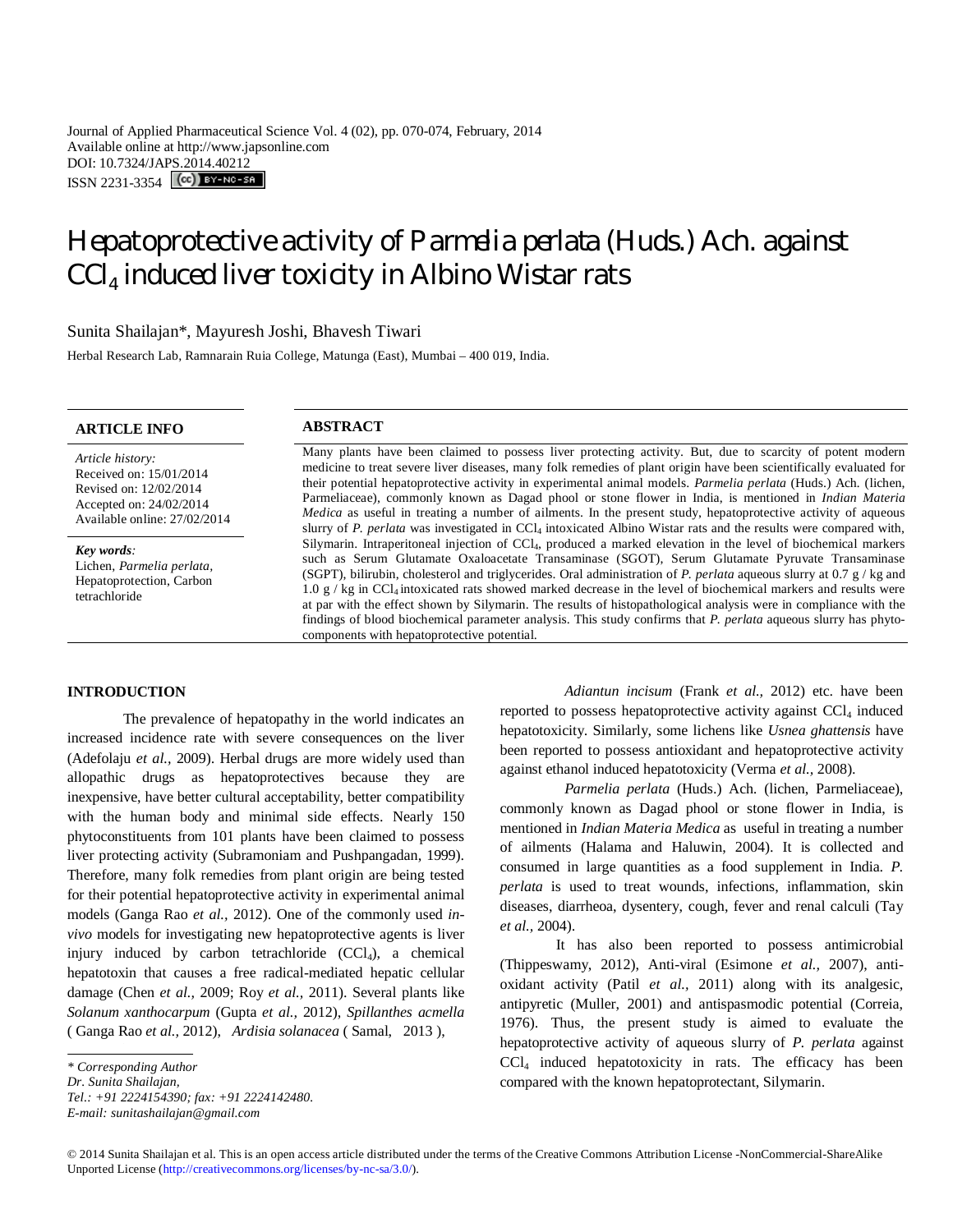Journal of Applied Pharmaceutical Science Vol. 4 (02), pp. 070-074, February, 2014
Available online at http://www.japsonline.com
DOI: 10.7324/JAPS.2014.40212
ISSN 2231-3354

# Hepatoprotective activity of *Parmelia perlata* (Huds.) Ach. against $CCl_4$ induced liver toxicity in Albino Wistar rats

Sunita Shailajan*, Mayuresh Joshi, Bhavesh Tiwari

Herbal Research Lab, Ramnarain Ruia College, Matunga (East), Mumbai – 400 019, India.

## ARTICLE INFO

*Article history:*
Received on: 15/01/2014
Revised on: 12/02/2014
Accepted on: 24/02/2014
Available online: 27/02/2014

***Key words:***
Lichen, *Parmelia perlata*, Hepatoprotection, Carbon tetrachloride

## ABSTRACT

Many plants have been claimed to possess liver protecting activity. But, due to scarcity of potent modern medicine to treat severe liver diseases, many folk remedies of plant origin have been scientifically evaluated for their potential hepatoprotective activity in experimental animal models. *Parmelia perlata* (Huds.) Ach. (lichen, Parmeliaceae), commonly known as Dagad phool or stone flower in India, is mentioned in *Indian Materia Medica* as useful in treating a number of ailments. In the present study, hepatoprotective activity of aqueous slurry of *P. perlata* was investigated in $CCl_4$ intoxicated Albino Wistar rats and the results were compared with, Silymarin. Intraperitoneal injection of $CCl_4$, produced a marked elevation in the level of biochemical markers such as Serum Glutamate Oxaloacetate Transaminase (SGOT), Serum Glutamate Pyruvate Transaminase (SGPT), bilirubin, cholesterol and triglycerides. Oral administration of *P. perlata* aqueous slurry at 0.7 g / kg and 1.0 g / kg in $CCl_4$ intoxicated rats showed marked decrease in the level of biochemical markers and results were at par with the effect shown by Silymarin. The results of histopathological analysis were in compliance with the findings of blood biochemical parameter analysis. This study confirms that *P. perlata* aqueous slurry has phyto-components with hepatoprotective potential.

## INTRODUCTION

The prevalence of hepatopathy in the world indicates an increased incidence rate with severe consequences on the liver (Adefolaju *et al.,* 2009). Herbal drugs are more widely used than allopathic drugs as hepatoprotectives because they are inexpensive, have better cultural acceptability, better compatibility with the human body and minimal side effects. Nearly 150 phytoconstituents from 101 plants have been claimed to possess liver protecting activity (Subramoniam and Pushpangadan, 1999). Therefore, many folk remedies from plant origin are being tested for their potential hepatoprotective activity in experimental animal models (Ganga Rao *et al.,* 2012). One of the commonly used *in-vivo* models for investigating new hepatoprotective agents is liver injury induced by carbon tetrachloride ($CCl_4$), a chemical hepatotoxin that causes a free radical-mediated hepatic cellular damage (Chen *et al.,* 2009; Roy *et al.,* 2011). Several plants like *Solanum xanthocarpum* (Gupta *et al.,* 2012), *Spillanthes acmella* ( Ganga Rao *et al.,* 2012), *Ardisia solanacea* ( Samal, 2013 ), *Adiantun incisum* (Frank *et al.,* 2012) etc. have been reported to possess hepatoprotective activity against $CCl_4$ induced hepatotoxicity. Similarly, some lichens like *Usnea ghattensis* have been reported to possess antioxidant and hepatoprotective activity against ethanol induced hepatotoxicity (Verma *et al.,* 2008).

*Parmelia perlata* (Huds.) Ach. (lichen, Parmeliaceae), commonly known as Dagad phool or stone flower in India, is mentioned in *Indian Materia Medica* as useful in treating a number of ailments (Halama and Haluwin, 2004). It is collected and consumed in large quantities as a food supplement in India. *P. perlata* is used to treat wounds, infections, inflammation, skin diseases, diarrheoa, dysentery, cough, fever and renal calculi (Tay *et al.,* 2004).

It has also been reported to possess antimicrobial (Thippeswamy, 2012), Anti-viral (Esimone *et al.,* 2007), anti-oxidant activity (Patil *et al.,* 2011) along with its analgesic, antipyretic (Muller, 2001) and antispasmodic potential (Correia, 1976). Thus, the present study is aimed to evaluate the hepatoprotective activity of aqueous slurry of *P. perlata* against $CCl_4$ induced hepatotoxicity in rats. The efficacy has been compared with the known hepatoprotectant, Silymarin.

*\* Corresponding Author*
*Dr. Sunita Shailajan,*
*Tel.: +91 2224154390; fax: +91 2224142480.*
*E-mail: sunitashailajan@gmail.com*

© 2014 Sunita Shailajan et al. This is an open access article distributed under the terms of the Creative Commons Attribution License -NonCommercial-ShareAlike Unported License (http://creativecommons.org/licenses/by-nc-sa/3.0/).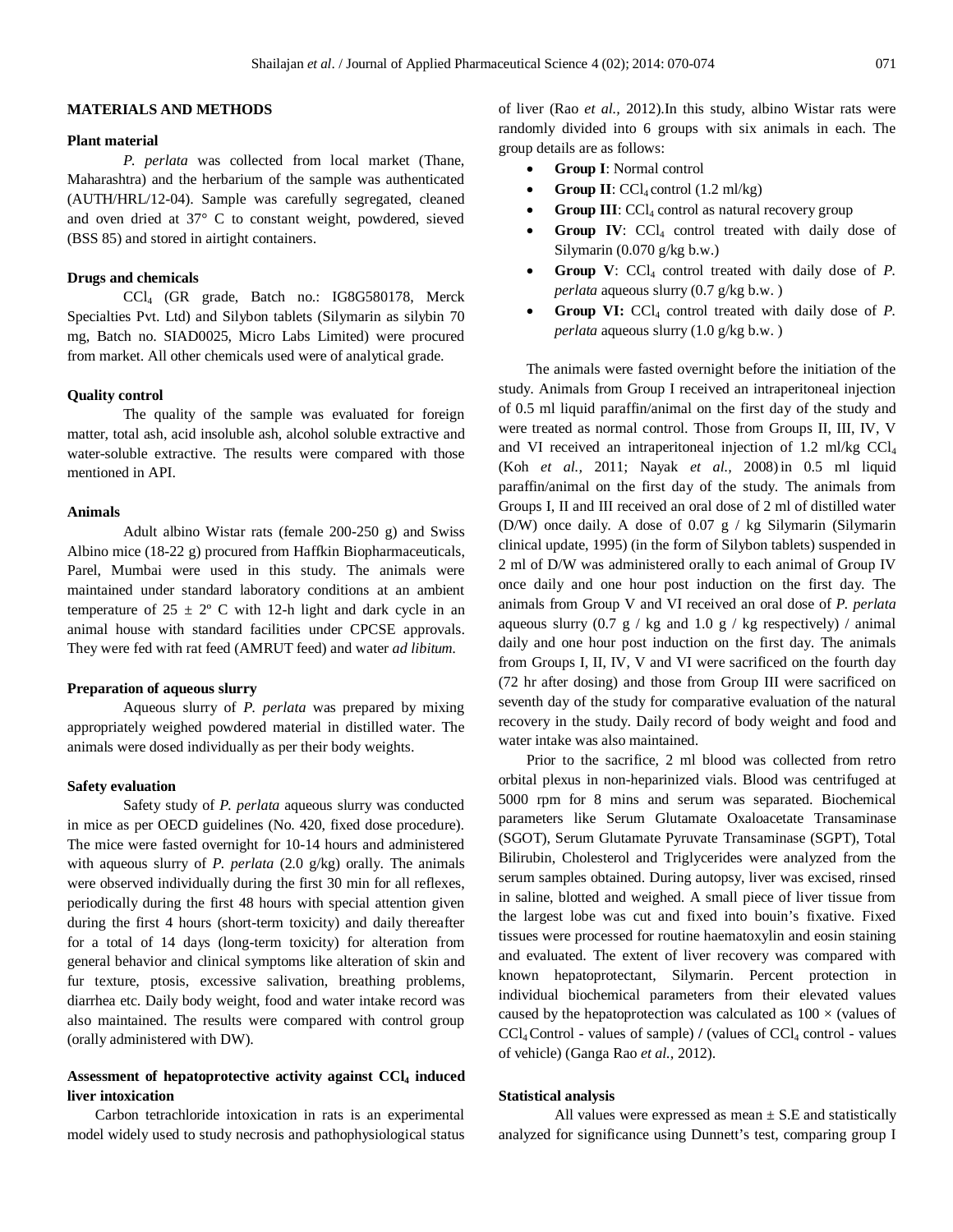## MATERIALS AND METHODS

### Plant material

*P. perlata* was collected from local market (Thane, Maharashtra) and the herbarium of the sample was authenticated (AUTH/HRL/12-04). Sample was carefully segregated, cleaned and oven dried at 37° C to constant weight, powdered, sieved (BSS 85) and stored in airtight containers.

### Drugs and chemicals

$CCl_4$ (GR grade, Batch no.: IG8G580178, Merck Specialties Pvt. Ltd) and Silybon tablets (Silymarin as silybin 70 mg, Batch no. SIAD0025, Micro Labs Limited) were procured from market. All other chemicals used were of analytical grade.

### Quality control

The quality of the sample was evaluated for foreign matter, total ash, acid insoluble ash, alcohol soluble extractive and water-soluble extractive. The results were compared with those mentioned in API.

### Animals

Adult albino Wistar rats (female 200-250 g) and Swiss Albino mice (18-22 g) procured from Haffkin Biopharmaceuticals, Parel, Mumbai were used in this study. The animals were maintained under standard laboratory conditions at an ambient temperature of 25 ± 2° C with 12-h light and dark cycle in an animal house with standard facilities under CPCSE approvals. They were fed with rat feed (AMRUT feed) and water *ad libitum.*

### Preparation of aqueous slurry

Aqueous slurry of *P. perlata* was prepared by mixing appropriately weighed powdered material in distilled water. The animals were dosed individually as per their body weights.

### Safety evaluation

Safety study of *P. perlata* aqueous slurry was conducted in mice as per OECD guidelines (No. 420, fixed dose procedure). The mice were fasted overnight for 10-14 hours and administered with aqueous slurry of *P. perlata* (2.0 g/kg) orally. The animals were observed individually during the first 30 min for all reflexes, periodically during the first 48 hours with special attention given during the first 4 hours (short-term toxicity) and daily thereafter for a total of 14 days (long-term toxicity) for alteration from general behavior and clinical symptoms like alteration of skin and fur texture, ptosis, excessive salivation, breathing problems, diarrhea etc. Daily body weight, food and water intake record was also maintained. The results were compared with control group (orally administered with DW).

### Assessment of hepatoprotective activity against $CCl_4$ induced liver intoxication

Carbon tetrachloride intoxication in rats is an experimental model widely used to study necrosis and pathophysiological status of liver (Rao *et al.,* 2012).In this study, albino Wistar rats were randomly divided into 6 groups with six animals in each. The group details are as follows:

- **Group I**: Normal control
- **Group II**: $CCl_4$ control (1.2 ml/kg)
- **Group III**: $CCl_4$ control as natural recovery group
- **Group IV**: $CCl_4$ control treated with daily dose of Silymarin (0.070 g/kg b.w.)
- **Group V**: $CCl_4$ control treated with daily dose of *P. perlata* aqueous slurry (0.7 g/kg b.w. )
- **Group VI:** $CCl_4$ control treated with daily dose of *P. perlata* aqueous slurry (1.0 g/kg b.w. )

The animals were fasted overnight before the initiation of the study. Animals from Group I received an intraperitoneal injection of 0.5 ml liquid paraffin/animal on the first day of the study and were treated as normal control. Those from Groups II, III, IV, V and VI received an intraperitoneal injection of 1.2 ml/kg $CCl_4$ (Koh *et al.,* 2011; Nayak *et al.,* 2008) in 0.5 ml liquid paraffin/animal on the first day of the study. The animals from Groups I, II and III received an oral dose of 2 ml of distilled water (D/W) once daily. A dose of 0.07 g / kg Silymarin (Silymarin clinical update, 1995) (in the form of Silybon tablets) suspended in 2 ml of D/W was administered orally to each animal of Group IV once daily and one hour post induction on the first day. The animals from Group V and VI received an oral dose of *P. perlata* aqueous slurry (0.7 g / kg and 1.0 g / kg respectively) / animal daily and one hour post induction on the first day. The animals from Groups I, II, IV, V and VI were sacrificed on the fourth day (72 hr after dosing) and those from Group III were sacrificed on seventh day of the study for comparative evaluation of the natural recovery in the study. Daily record of body weight and food and water intake was also maintained.

Prior to the sacrifice, 2 ml blood was collected from retro orbital plexus in non-heparinized vials. Blood was centrifuged at 5000 rpm for 8 mins and serum was separated. Biochemical parameters like Serum Glutamate Oxaloacetate Transaminase (SGOT), Serum Glutamate Pyruvate Transaminase (SGPT), Total Bilirubin, Cholesterol and Triglycerides were analyzed from the serum samples obtained. During autopsy, liver was excised, rinsed in saline, blotted and weighed. A small piece of liver tissue from the largest lobe was cut and fixed into bouin's fixative. Fixed tissues were processed for routine haematoxylin and eosin staining and evaluated. The extent of liver recovery was compared with known hepatoprotectant, Silymarin. Percent protection in individual biochemical parameters from their elevated values caused by the hepatoprotection was calculated as 100 × (values of $CCl_4$ Control - values of sample) / (values of $CCl_4$ control - values of vehicle) (Ganga Rao *et al.,* 2012).

### Statistical analysis

All values were expressed as mean ± S.E and statistically analyzed for significance using Dunnett's test, comparing group I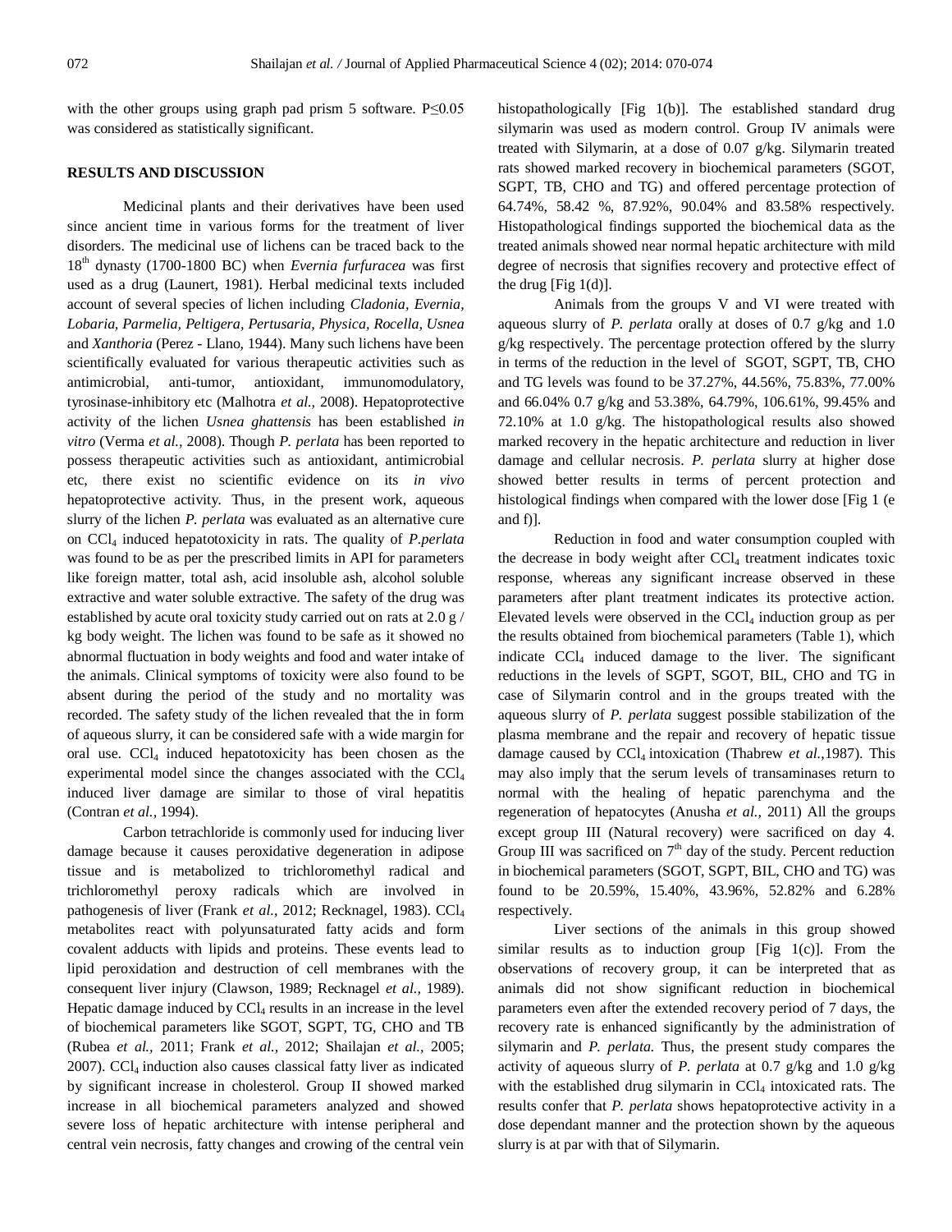with the other groups using graph pad prism 5 software. P≤0.05 was considered as statistically significant.

## RESULTS AND DISCUSSION

Medicinal plants and their derivatives have been used since ancient time in various forms for the treatment of liver disorders. The medicinal use of lichens can be traced back to the 18th dynasty (1700-1800 BC) when *Evernia furfuracea* was first used as a drug (Launert, 1981). Herbal medicinal texts included account of several species of lichen including *Cladonia, Evernia, Lobaria, Parmelia, Peltigera, Pertusaria, Physica, Rocella, Usnea* and *Xanthoria* (Perez - Llano, 1944). Many such lichens have been scientifically evaluated for various therapeutic activities such as antimicrobial, anti-tumor, antioxidant, immunomodulatory, tyrosinase-inhibitory etc (Malhotra *et al.,* 2008). Hepatoprotective activity of the lichen *Usnea ghattensis* has been established *in vitro* (Verma *et al.,* 2008). Though *P. perlata* has been reported to possess therapeutic activities such as antioxidant, antimicrobial etc, there exist no scientific evidence on its *in vivo* hepatoprotective activity. Thus, in the present work, aqueous slurry of the lichen *P. perlata* was evaluated as an alternative cure on $CCl_4$ induced hepatotoxicity in rats. The quality of *P.perlata* was found to be as per the prescribed limits in API for parameters like foreign matter, total ash, acid insoluble ash, alcohol soluble extractive and water soluble extractive. The safety of the drug was established by acute oral toxicity study carried out on rats at 2.0 g / kg body weight. The lichen was found to be safe as it showed no abnormal fluctuation in body weights and food and water intake of the animals. Clinical symptoms of toxicity were also found to be absent during the period of the study and no mortality was recorded. The safety study of the lichen revealed that the in form of aqueous slurry, it can be considered safe with a wide margin for oral use. $CCl_4$ induced hepatotoxicity has been chosen as the experimental model since the changes associated with the $CCl_4$ induced liver damage are similar to those of viral hepatitis (Contran *et al.,* 1994).

Carbon tetrachloride is commonly used for inducing liver damage because it causes peroxidative degeneration in adipose tissue and is metabolized to trichloromethyl radical and trichloromethyl peroxy radicals which are involved in pathogenesis of liver (Frank *et al.,* 2012; Recknagel, 1983). $CCl_4$ metabolites react with polyunsaturated fatty acids and form covalent adducts with lipids and proteins. These events lead to lipid peroxidation and destruction of cell membranes with the consequent liver injury (Clawson, 1989; Recknagel *et al.,* 1989). Hepatic damage induced by $CCl_4$ results in an increase in the level of biochemical parameters like SGOT, SGPT, TG, CHO and TB (Rubea *et al.,* 2011; Frank *et al.,* 2012; Shailajan *et al.,* 2005; 2007). $CCl_4$ induction also causes classical fatty liver as indicated by significant increase in cholesterol. Group II showed marked increase in all biochemical parameters analyzed and showed severe loss of hepatic architecture with intense peripheral and central vein necrosis, fatty changes and crowing of the central vein histopathologically [Fig 1(b)]. The established standard drug silymarin was used as modern control. Group IV animals were treated with Silymarin, at a dose of 0.07 g/kg. Silymarin treated rats showed marked recovery in biochemical parameters (SGOT, SGPT, TB, CHO and TG) and offered percentage protection of 64.74%, 58.42 %, 87.92%, 90.04% and 83.58% respectively. Histopathological findings supported the biochemical data as the treated animals showed near normal hepatic architecture with mild degree of necrosis that signifies recovery and protective effect of the drug [Fig 1(d)].

Animals from the groups V and VI were treated with aqueous slurry of *P. perlata* orally at doses of 0.7 g/kg and 1.0 g/kg respectively. The percentage protection offered by the slurry in terms of the reduction in the level of SGOT, SGPT, TB, CHO and TG levels was found to be 37.27%, 44.56%, 75.83%, 77.00% and 66.04% 0.7 g/kg and 53.38%, 64.79%, 106.61%, 99.45% and 72.10% at 1.0 g/kg. The histopathological results also showed marked recovery in the hepatic architecture and reduction in liver damage and cellular necrosis. *P. perlata* slurry at higher dose showed better results in terms of percent protection and histological findings when compared with the lower dose [Fig 1 (e and f)].

Reduction in food and water consumption coupled with the decrease in body weight after $CCl_4$ treatment indicates toxic response, whereas any significant increase observed in these parameters after plant treatment indicates its protective action. Elevated levels were observed in the $CCl_4$ induction group as per the results obtained from biochemical parameters (Table 1), which indicate $CCl_4$ induced damage to the liver. The significant reductions in the levels of SGPT, SGOT, BIL, CHO and TG in case of Silymarin control and in the groups treated with the aqueous slurry of *P. perlata* suggest possible stabilization of the plasma membrane and the repair and recovery of hepatic tissue damage caused by $CCl_4$ intoxication (Thabrew *et al.,*1987). This may also imply that the serum levels of transaminases return to normal with the healing of hepatic parenchyma and the regeneration of hepatocytes (Anusha *et al.,* 2011) All the groups except group III (Natural recovery) were sacrificed on day 4. Group III was sacrificed on 7th day of the study. Percent reduction in biochemical parameters (SGOT, SGPT, BIL, CHO and TG) was found to be 20.59%, 15.40%, 43.96%, 52.82% and 6.28% respectively.

Liver sections of the animals in this group showed similar results as to induction group [Fig 1(c)]. From the observations of recovery group, it can be interpreted that as animals did not show significant reduction in biochemical parameters even after the extended recovery period of 7 days, the recovery rate is enhanced significantly by the administration of silymarin and *P. perlata.* Thus, the present study compares the activity of aqueous slurry of *P. perlata* at 0.7 g/kg and 1.0 g/kg with the established drug silymarin in $CCl_4$ intoxicated rats. The results confer that *P. perlata* shows hepatoprotective activity in a dose dependant manner and the protection shown by the aqueous slurry is at par with that of Silymarin.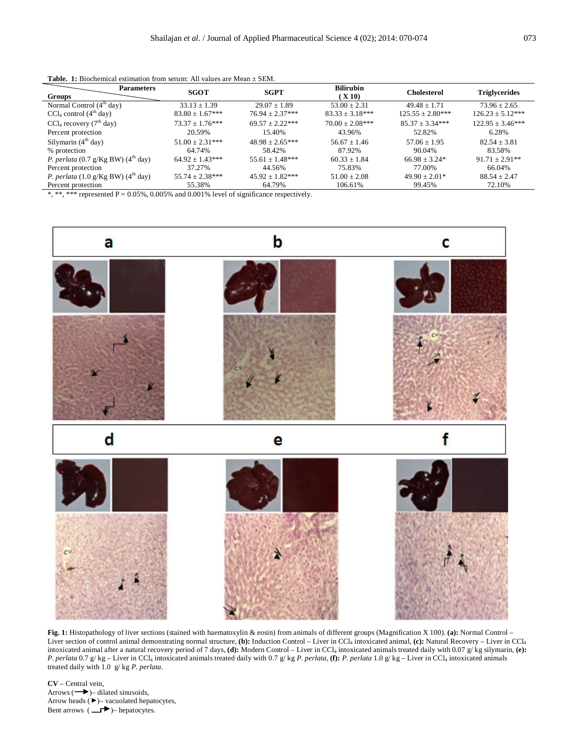**Table. 1:** Biochemical estimation from serum: All values are Mean ± SEM.

| Groups \ Parameters | SGOT | SGPT | Bilirubin (X 10) | Cholesterol | Triglycerides |
|---|---|---|---|---|---|
| Normal Control (4[th] day) | 33.13 ± 1.39 | 29.07 ± 1.89 | 53.00 ± 2.31 | 49.48 ± 1.71 | 73.96 ± 2.65 |
| $CCl_4$ control (4[th] day) | 83.80 ± 1.67*** | 76.94 ± 2.37*** | 83.33 ± 3.18*** | 125.55 ± 2.80*** | 126.23 ± 5.12*** |
| $CCl_4$ recovery (7[th] day) | 73.37 ± 1.76*** | 69.57 ± 2.22*** | 70.00 ± 2.08*** | 85.37 ± 3.34*** | 122.95 ± 3.46*** |
| Percent protection | 20.59% | 15.40% | 43.96% | 52.82% | 6.28% |
| Silymarin (4[th] day) | 51.00 ± 2.31*** | 48.98 ± 2.65*** | 56.67 ± 1.46 | 57.06 ± 1.95 | 82.54 ± 3.81 |
| % protection | 64.74% | 58.42% | 87.92% | 90.04% | 83.58% |
| *P. perlata* (0.7 g/Kg BW) (4[th] day) | 64.92 ± 1.43*** | 55.61 ± 1.48*** | 60.33 ± 1.84 | 66.98 ± 3.24* | 91.71 ± 2.91** |
| Percent protection | 37.27% | 44.56% | 75.83% | 77.00% | 66.04% |
| *P. perlata* (1.0 g/Kg BW) (4[th] day) | 55.74 ± 2.38*** | 45.92 ± 1.82*** | 51.00 ± 2.08 | 49.90 ± 2.01* | 88.54 ± 2.47 |
| Percent protection | 55.38% | 64.79% | 106.61% | 99.45% | 72.10% |

*, **, *** represented P = 0.05%, 0.005% and 0.001% level of significance respectively.

**Fig. 1:** Histopathology of liver sections (stained with haematoxylin & eosin) from animals of different groups (Magnification X 100). **(a):** Normal Control – Liver section of control animal demonstrating normal structure, **(b):** Induction Control – Liver in $CCl_4$ intoxicated animal, **(c):** Natural Recovery – Liver in $CCl_4$ intoxicated animal after a natural recovery period of 7 days, **(d):** Modern Control – Liver in $CCl_4$ intoxicated animals treated daily with 0.07 g/ kg silymarin, **(e):** *P. perlata* 0.7 g/ kg – Liver in $CCl_4$ intoxicated animals treated daily with 0.7 g/ kg *P. perlata*, **(f):** *P. perlata* 1.0 g/ kg – Liver in $CCl_4$ intoxicated animals treated daily with 1.0 g/ kg *P. perlata*.

**CV** – Central vein,
Arrows (⟶)– dilated sinusoids,
Arrow heads (►)– vacuolated hepatocytes,
Bent arrows (↱)– hepatocytes.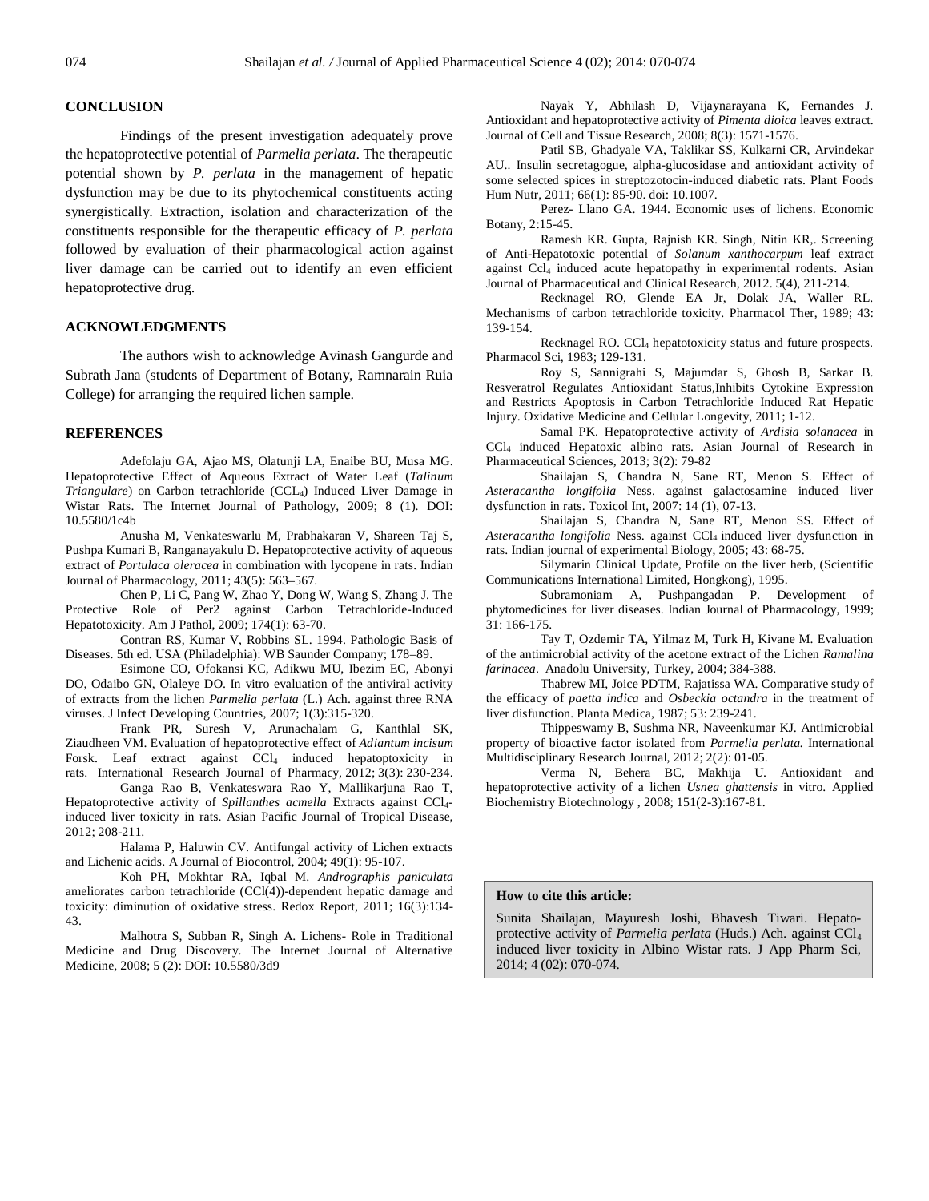## CONCLUSION

Findings of the present investigation adequately prove the hepatoprotective potential of *Parmelia perlata*. The therapeutic potential shown by *P. perlata* in the management of hepatic dysfunction may be due to its phytochemical constituents acting synergistically. Extraction, isolation and characterization of the constituents responsible for the therapeutic efficacy of *P. perlata* followed by evaluation of their pharmacological action against liver damage can be carried out to identify an even efficient hepatoprotective drug.

## ACKNOWLEDGMENTS

The authors wish to acknowledge Avinash Gangurde and Subrath Jana (students of Department of Botany, Ramnarain Ruia College) for arranging the required lichen sample.

## REFERENCES

Adefolaju GA, Ajao MS, Olatunji LA, Enaibe BU, Musa MG. Hepatoprotective Effect of Aqueous Extract of Water Leaf (*Talinum Triangulare*) on Carbon tetrachloride ($CCL_4$) Induced Liver Damage in Wistar Rats. The Internet Journal of Pathology, 2009; 8 (1). DOI: 10.5580/1c4b

Anusha M, Venkateswarlu M, Prabhakaran V, Shareen Taj S, Pushpa Kumari B, Ranganayakulu D. Hepatoprotective activity of aqueous extract of *Portulaca oleracea* in combination with lycopene in rats. Indian Journal of Pharmacology, 2011; 43(5): 563–567.

Chen P, Li C, Pang W, Zhao Y, Dong W, Wang S, Zhang J. The Protective Role of Per2 against Carbon Tetrachloride-Induced Hepatotoxicity. Am J Pathol, 2009; 174(1): 63-70.

Contran RS, Kumar V, Robbins SL. 1994. Pathologic Basis of Diseases. 5th ed. USA (Philadelphia): WB Saunder Company; 178–89.

Esimone CO, Ofokansi KC, Adikwu MU, Ibezim EC, Abonyi DO, Odaibo GN, Olaleye DO. In vitro evaluation of the antiviral activity of extracts from the lichen *Parmelia perlata* (L.) Ach. against three RNA viruses. J Infect Developing Countries, 2007; 1(3):315-320.

Frank PR, Suresh V, Arunachalam G, Kanthlal SK, Ziaudheen VM. Evaluation of hepatoprotective effect of *Adiantum incisum* Forsk. Leaf extract against $CCl_4$ induced hepatoptoxicity in rats. International Research Journal of Pharmacy, 2012; 3(3): 230-234.

Ganga Rao B, Venkateswara Rao Y, Mallikarjuna Rao T, Hepatoprotective activity of *Spillanthes acmella* Extracts against $CCl_4$-induced liver toxicity in rats. Asian Pacific Journal of Tropical Disease, 2012; 208-211.

Halama P, Haluwin CV. Antifungal activity of Lichen extracts and Lichenic acids. A Journal of Biocontrol, 2004; 49(1): 95-107.

Koh PH, Mokhtar RA, Iqbal M. *Andrographis paniculata* ameliorates carbon tetrachloride (CCl(4))-dependent hepatic damage and toxicity: diminution of oxidative stress. Redox Report, 2011; 16(3):134-43.

Malhotra S, Subban R, Singh A. Lichens- Role in Traditional Medicine and Drug Discovery. The Internet Journal of Alternative Medicine, 2008; 5 (2): DOI: 10.5580/3d9

Nayak Y, Abhilash D, Vijaynarayana K, Fernandes J. Antioxidant and hepatoprotective activity of *Pimenta dioica* leaves extract. Journal of Cell and Tissue Research, 2008; 8(3): 1571-1576.

Patil SB, Ghadyale VA, Taklikar SS, Kulkarni CR, Arvindekar AU.. Insulin secretagogue, alpha-glucosidase and antioxidant activity of some selected spices in streptozotocin-induced diabetic rats. Plant Foods Hum Nutr, 2011; 66(1): 85-90. doi: 10.1007.

Perez- Llano GA. 1944. Economic uses of lichens. Economic Botany, 2:15-45.

Ramesh KR. Gupta, Rajnish KR. Singh, Nitin KR,. Screening of Anti-Hepatotoxic potential of *Solanum xanthocarpum* leaf extract against $Ccl_4$ induced acute hepatopathy in experimental rodents. Asian Journal of Pharmaceutical and Clinical Research, 2012. 5(4), 211-214.

Recknagel RO, Glende EA Jr, Dolak JA, Waller RL. Mechanisms of carbon tetrachloride toxicity. Pharmacol Ther, 1989; 43: 139-154.

Recknagel RO. $CCl_4$ hepatotoxicity status and future prospects. Pharmacol Sci, 1983; 129-131.

Roy S, Sannigrahi S, Majumdar S, Ghosh B, Sarkar B. Resveratrol Regulates Antioxidant Status,Inhibits Cytokine Expression and Restricts Apoptosis in Carbon Tetrachloride Induced Rat Hepatic Injury. Oxidative Medicine and Cellular Longevity, 2011; 1-12.

Samal PK. Hepatoprotective activity of *Ardisia solanacea* in $CCl_4$ induced Hepatoxic albino rats. Asian Journal of Research in Pharmaceutical Sciences, 2013; 3(2): 79-82

Shailajan S, Chandra N, Sane RT, Menon S. Effect of *Asteracantha longifolia* Ness. against galactosamine induced liver dysfunction in rats. Toxicol Int, 2007: 14 (1), 07-13.

Shailajan S, Chandra N, Sane RT, Menon SS. Effect of *Asteracantha longifolia* Ness. against $CCl_4$ induced liver dysfunction in rats. Indian journal of experimental Biology, 2005; 43: 68-75.

Silymarin Clinical Update, Profile on the liver herb, (Scientific Communications International Limited, Hongkong), 1995.

Subramoniam A, Pushpangadan P. Development of phytomedicines for liver diseases. Indian Journal of Pharmacology, 1999; 31: 166-175.

Tay T, Ozdemir TA, Yilmaz M, Turk H, Kivane M. Evaluation of the antimicrobial activity of the acetone extract of the Lichen *Ramalina farinacea*. Anadolu University, Turkey, 2004; 384-388.

Thabrew MI, Joice PDTM, Rajatissa WA. Comparative study of the efficacy of *paetta indica* and *Osbeckia octandra* in the treatment of liver disfunction. Planta Medica, 1987; 53: 239-241.

Thippeswamy B, Sushma NR, Naveenkumar KJ. Antimicrobial property of bioactive factor isolated from *Parmelia perlata.* International Multidisciplinary Research Journal, 2012; 2(2): 01-05.

Verma N, Behera BC, Makhija U. Antioxidant and hepatoprotective activity of a lichen *Usnea ghattensis* in vitro. Applied Biochemistry Biotechnology , 2008; 151(2-3):167-81.

**How to cite this article:**

Sunita Shailajan, Mayuresh Joshi, Bhavesh Tiwari. Hepato-protective activity of *Parmelia perlata* (Huds.) Ach. against $CCl_4$ induced liver toxicity in Albino Wistar rats. J App Pharm Sci, 2014; 4 (02): 070-074.